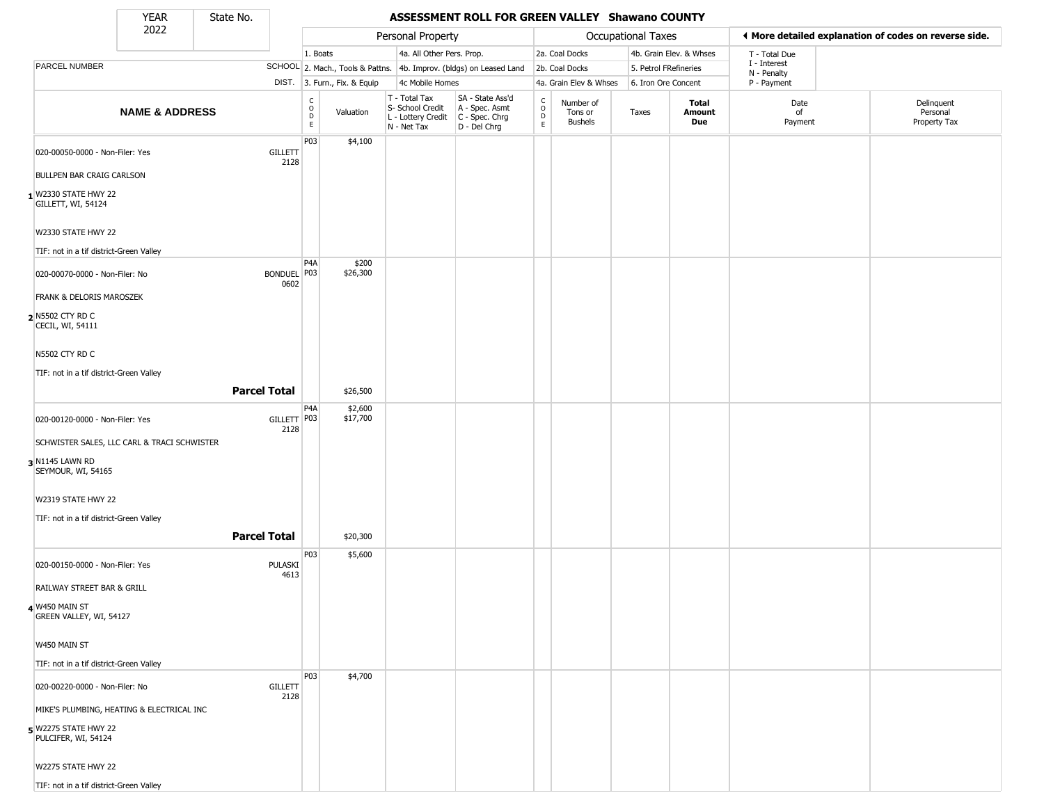# ASSESSMENT ROLL FOR GREEN VALLEY Shawano COUNTY

YEAR 2022 | State No.

| | | Personal Property | | | | Occupational Taxes | | | | ◄ More detailed explanation of codes on reverse side. | |
|---|---|---|---|---|---|---|---|---|---|---|---|
| PARCEL NUMBER | SCHOOL DIST. | 1. Boats<br>2. Mach., Tools & Pattns.<br>3. Furn., Fix. & Equip | | 4a. All Other Pers. Prop.<br>4b. Improv. (bldgs) on Leased Land<br>4c Mobile Homes | | 2a. Coal Docks<br>2b. Coal Docks<br>4a. Grain Elev & Whses | | 4b. Grain Elev. & Whses<br>5. Petrol FRefineries<br>6. Iron Ore Concent | | T - Total Due<br>I - Interest<br>N - Penalty<br>P - Payment | |

| # | NAME & ADDRESS | SCHOOL DIST. | CODE | Valuation | T - Total Tax<br>S- School Credit<br>L - Lottery Credit<br>N - Net Tax | SA - State Ass'd<br>A - Spec. Asmt<br>C - Spec. Chrg<br>D - Del Chrg | CODE | Number of Tons or Bushels | Taxes | Total Amount Due | Date of Payment | Delinquent Personal Property Tax |
|---|---|---|---|---|---|---|---|---|---|---|---|---|
| 1 | 020-00050-0000 - Non-Filer: Yes<br>BULLPEN BAR CRAIG CARLSON<br>W2330 STATE HWY 22<br>GILLETT, WI, 54124<br>W2330 STATE HWY 22<br>TIF: not in a tif district-Green Valley | GILLETT 2128 | P03 | $4,100 | | | | | | | | |
| 2 | 020-00070-0000 - Non-Filer: No<br>FRANK & DELORIS MAROSZEK<br>N5502 CTY RD C<br>CECIL, WI, 54111<br>N5502 CTY RD C<br>TIF: not in a tif district-Green Valley | BONDUEL 0602 | P4A<br>P03 | $200<br>$26,300 | | | | | | | | |
| | **Parcel Total** | | | $26,500 | | | | | | | | |
| 3 | 020-00120-0000 - Non-Filer: Yes<br>SCHWISTER SALES, LLC CARL & TRACI SCHWISTER<br>N1145 LAWN RD<br>SEYMOUR, WI, 54165<br>W2319 STATE HWY 22<br>TIF: not in a tif district-Green Valley | GILLETT 2128 | P4A<br>P03 | $2,600<br>$17,700 | | | | | | | | |
| | **Parcel Total** | | | $20,300 | | | | | | | | |
| 4 | 020-00150-0000 - Non-Filer: Yes<br>RAILWAY STREET BAR & GRILL<br>W450 MAIN ST<br>GREEN VALLEY, WI, 54127<br>W450 MAIN ST<br>TIF: not in a tif district-Green Valley | PULASKI 4613 | P03 | $5,600 | | | | | | | | |
| 5 | 020-00220-0000 - Non-Filer: No<br>MIKE'S PLUMBING, HEATING & ELECTRICAL INC<br>W2275 STATE HWY 22<br>PULCIFER, WI, 54124<br>W2275 STATE HWY 22<br>TIF: not in a tif district-Green Valley | GILLETT 2128 | P03 | $4,700 | | | | | | | | |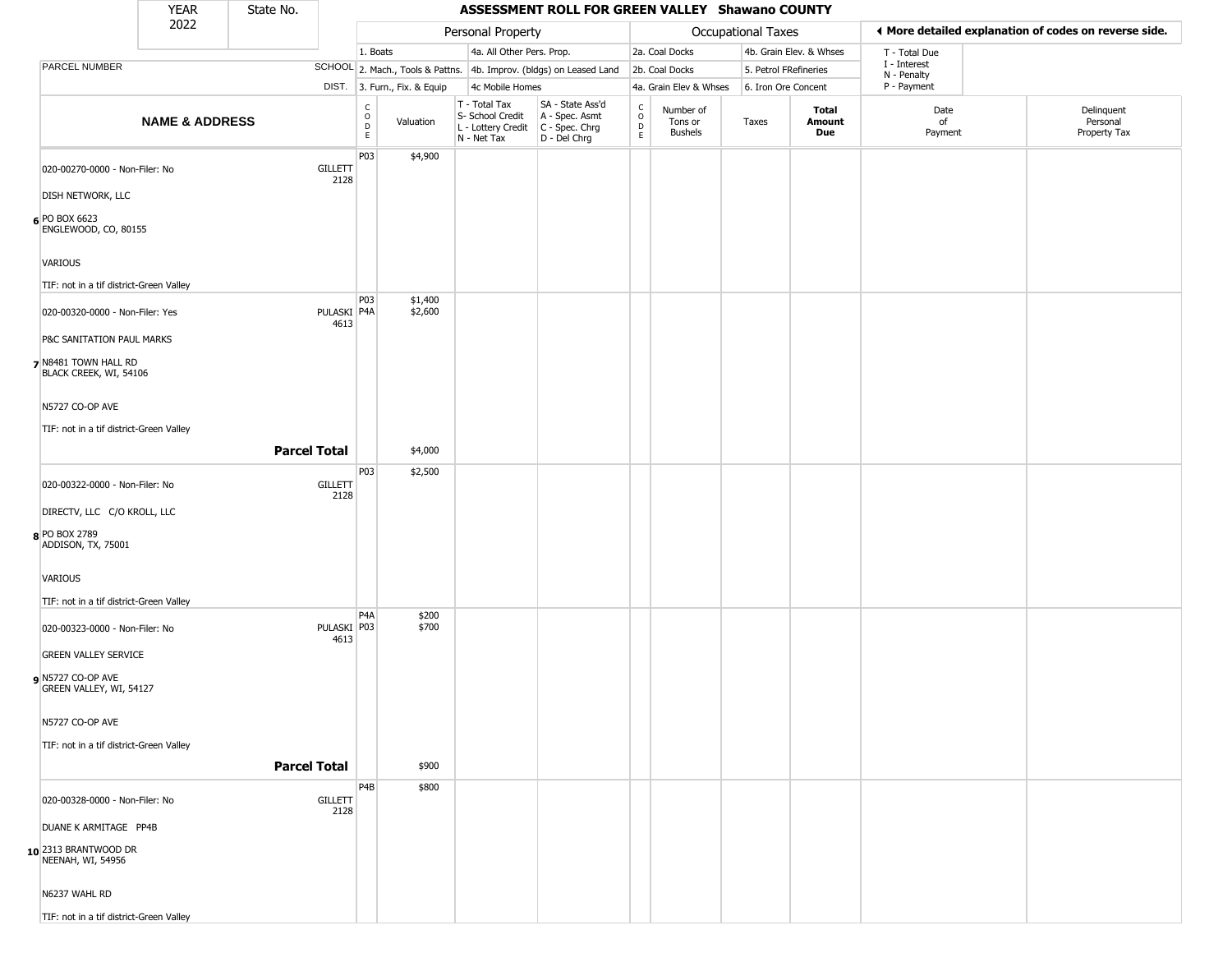| YEAR 2022 | State No. | | ASSESSMENT ROLL FOR GREEN VALLEY Shawano COUNTY | | | | | | | | | |
|---|---|---|---|---|---|---|---|---|---|---|---|---|

| NAME & ADDRESS | SCHOOL DIST. | CODE | Personal Property Valuation | T - Total Tax / S- School Credit / L - Lottery Credit / N - Net Tax | SA - State Ass'd / A - Spec. Asmt / C - Spec. Chrg / D - Del Chrg | CODE | Number of Tons or Bushels | Taxes | Total Amount Due | Date of Payment | Delinquent Personal Property Tax |
|---|---|---|---|---|---|---|---|---|---|---|---|
| 020-00270-0000 - Non-Filer: No<br>DISH NETWORK, LLC<br>6 PO BOX 6623<br>ENGLEWOOD, CO, 80155<br>VARIOUS<br>TIF: not in a tif district-Green Valley | GILLETT 2128 | P03 | $4,900 | | | | | | | | |
| 020-00320-0000 - Non-Filer: Yes<br>P&C SANITATION PAUL MARKS<br>7 N8481 TOWN HALL RD<br>BLACK CREEK, WI, 54106<br>N5727 CO-OP AVE<br>TIF: not in a tif district-Green Valley | PULASKI 4613 | P03<br>P4A | $1,400<br>$2,600 | | | | | | | | |
| **Parcel Total** | | | $4,000 | | | | | | | | |
| 020-00322-0000 - Non-Filer: No<br>DIRECTV, LLC C/O KROLL, LLC<br>8 PO BOX 2789<br>ADDISON, TX, 75001<br>VARIOUS<br>TIF: not in a tif district-Green Valley | GILLETT 2128 | P03 | $2,500 | | | | | | | | |
| 020-00323-0000 - Non-Filer: No<br>GREEN VALLEY SERVICE<br>9 N5727 CO-OP AVE<br>GREEN VALLEY, WI, 54127<br>N5727 CO-OP AVE<br>TIF: not in a tif district-Green Valley | PULASKI 4613 | P4A<br>P03 | $200<br>$700 | | | | | | | | |
| **Parcel Total** | | | $900 | | | | | | | | |
| 020-00328-0000 - Non-Filer: No<br>DUANE K ARMITAGE PP4B<br>10 2313 BRANTWOOD DR<br>NEENAH, WI, 54956<br>N6237 WAHL RD<br>TIF: not in a tif district-Green Valley | GILLETT 2128 | P4B | $800 | | | | | | | | |

Personal Property codes: 1. Boats; 2. Mach., Tools & Pattns.; 3. Furn., Fix. & Equip; 4a. All Other Pers. Prop.; 4b. Improv. (bldgs) on Leased Land; 4c Mobile Homes

Occupational Taxes codes: 2a. Coal Docks; 2b. Coal Docks; 4a. Grain Elev & Whses; 4b. Grain Elev. & Whses; 5. Petrol FRefineries; 6. Iron Ore Concent

T - Total Due; I - Interest; N - Penalty; P - Payment

◀ More detailed explanation of codes on reverse side.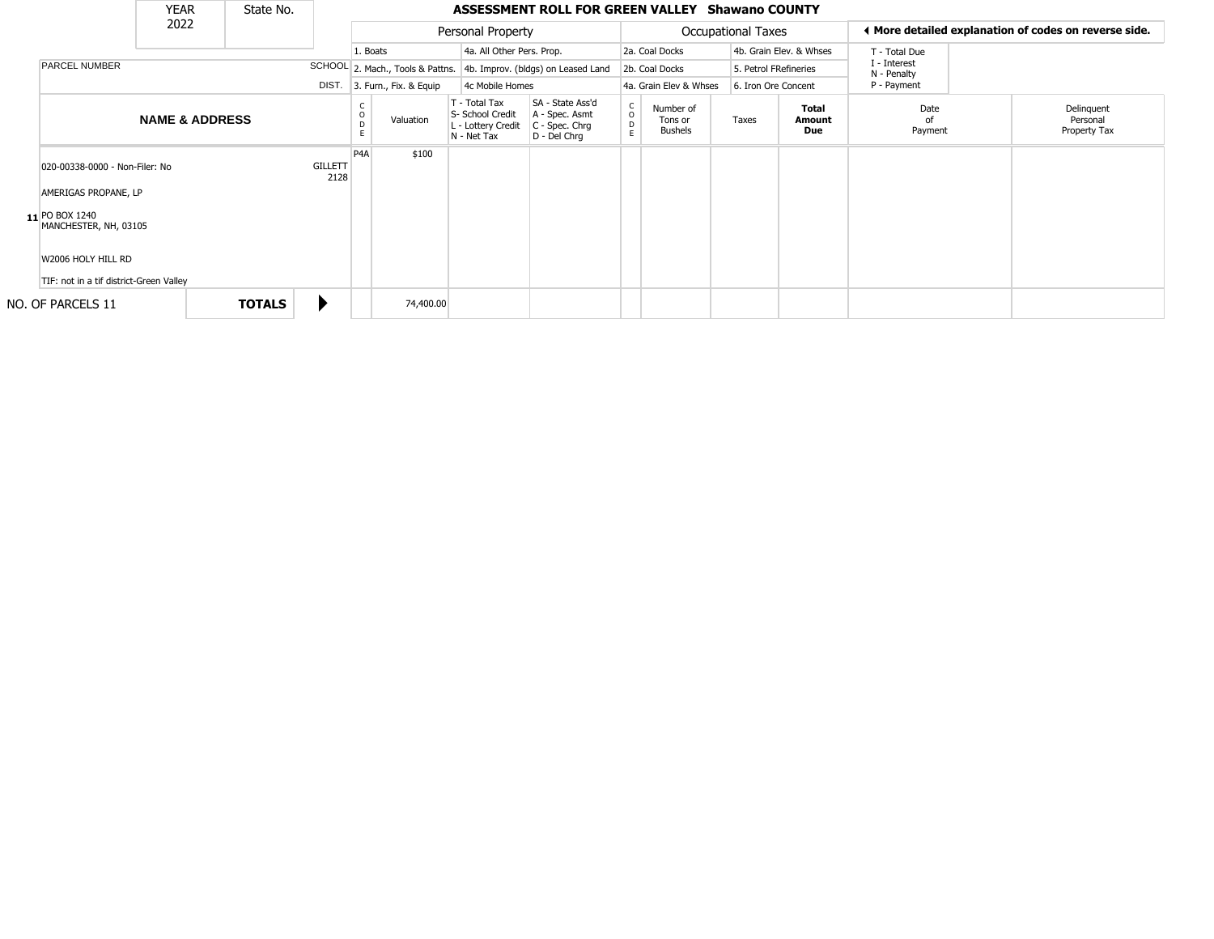| YEAR | State No. |
|---|---|
| 2022 | |

# ASSESSMENT ROLL FOR GREEN VALLEY Shawano COUNTY

| Personal Property | | Occupational Taxes | | ◀ More detailed explanation of codes on reverse side. |
|---|---|---|---|---|
| 1. Boats | 4a. All Other Pers. Prop. | 2a. Coal Docks | 4b. Grain Elev. & Whses | T - Total Due |
| 2. Mach., Tools & Pattns. | 4b. Improv. (bldgs) on Leased Land | 2b. Coal Docks | 5. Petrol FRefineries | I - Interest<br>N - Penalty |
| 3. Furn., Fix. & Equip | 4c Mobile Homes | 4a. Grain Elev & Whses | 6. Iron Ore Concent | P - Payment |

| PARCEL NUMBER / NAME & ADDRESS | SCHOOL DIST. | CODE | Valuation | T - Total Tax<br>S- School Credit<br>L - Lottery Credit<br>N - Net Tax | SA - State Ass'd<br>A - Spec. Asmt<br>C - Spec. Chrg<br>D - Del Chrg | CODE | Number of Tons or Bushels | Taxes | Total Amount Due | Date of Payment | Delinquent Personal Property Tax |
|---|---|---|---|---|---|---|---|---|---|---|---|
| 020-00338-0000 - Non-Filer: No<br>AMERIGAS PROPANE, LP<br>11 PO BOX 1240<br>MANCHESTER, NH, 03105<br>W2006 HOLY HILL RD<br>TIF: not in a tif district-Green Valley | GILLETT 2128 | P4A | $100 | | | | | | | | |
| NO. OF PARCELS 11 — TOTALS ▶ | | | 74,400.00 | | | | | | | | |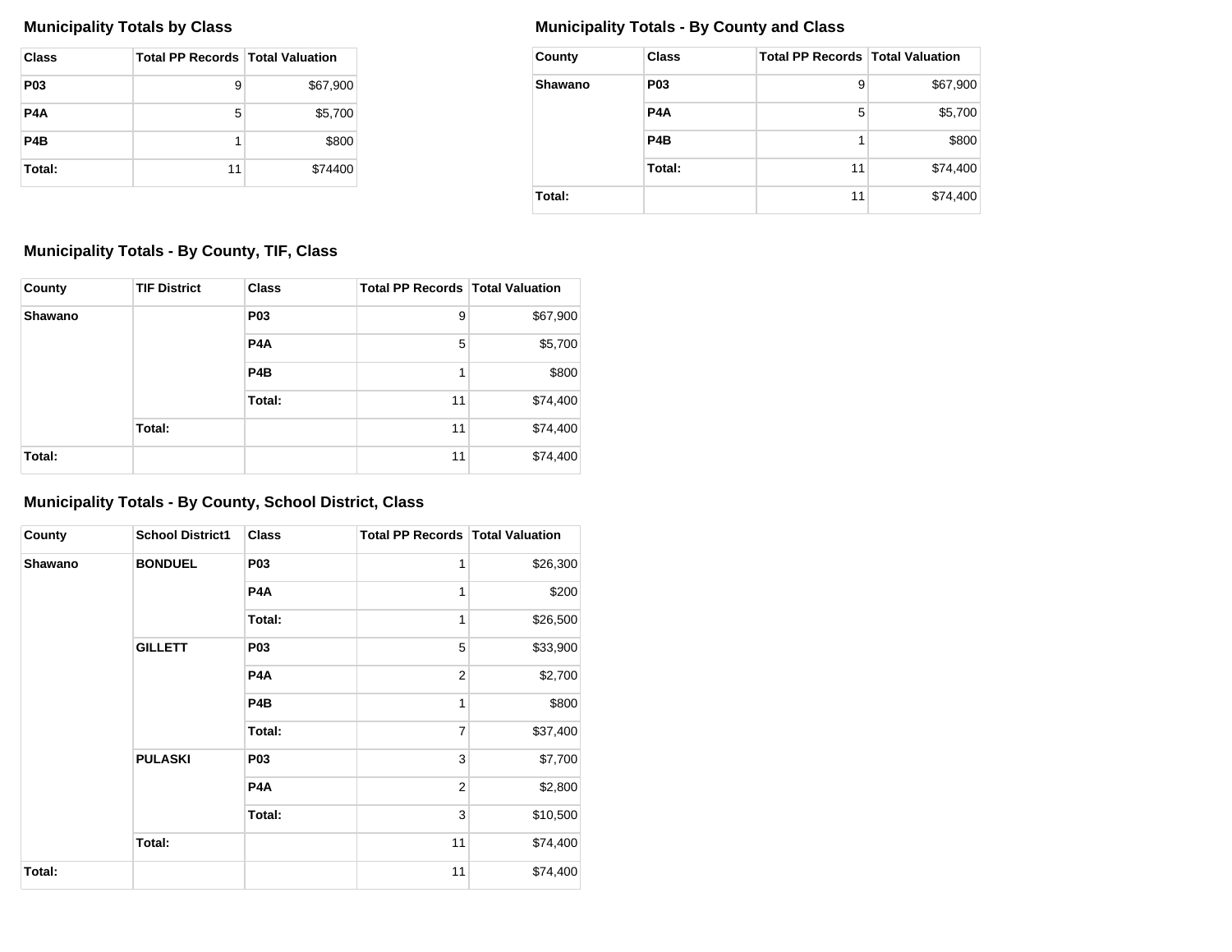### Municipality Totals by Class

| Class | Total PP Records | Total Valuation |
|---|---|---|
| **P03** | 9 | $67,900 |
| **P4A** | 5 | $5,700 |
| **P4B** | 1 | $800 |
| **Total:** | 11 | $74400 |

### Municipality Totals - By County and Class

| County | Class | Total PP Records | Total Valuation |
|---|---|---|---|
| **Shawano** | **P03** | 9 | $67,900 |
| | **P4A** | 5 | $5,700 |
| | **P4B** | 1 | $800 |
| | **Total:** | 11 | $74,400 |
| **Total:** | | 11 | $74,400 |

### Municipality Totals - By County, TIF, Class

| County | TIF District | Class | Total PP Records | Total Valuation |
|---|---|---|---|---|
| **Shawano** | | **P03** | 9 | $67,900 |
| | | **P4A** | 5 | $5,700 |
| | | **P4B** | 1 | $800 |
| | | **Total:** | 11 | $74,400 |
| | **Total:** | | 11 | $74,400 |
| **Total:** | | | 11 | $74,400 |

### Municipality Totals - By County, School District, Class

| County | School District1 | Class | Total PP Records | Total Valuation |
|---|---|---|---|---|
| **Shawano** | **BONDUEL** | **P03** | 1 | $26,300 |
| | | **P4A** | 1 | $200 |
| | | **Total:** | 1 | $26,500 |
| | **GILLETT** | **P03** | 5 | $33,900 |
| | | **P4A** | 2 | $2,700 |
| | | **P4B** | 1 | $800 |
| | | **Total:** | 7 | $37,400 |
| | **PULASKI** | **P03** | 3 | $7,700 |
| | | **P4A** | 2 | $2,800 |
| | | **Total:** | 3 | $10,500 |
| | **Total:** | | 11 | $74,400 |
| **Total:** | | | 11 | $74,400 |